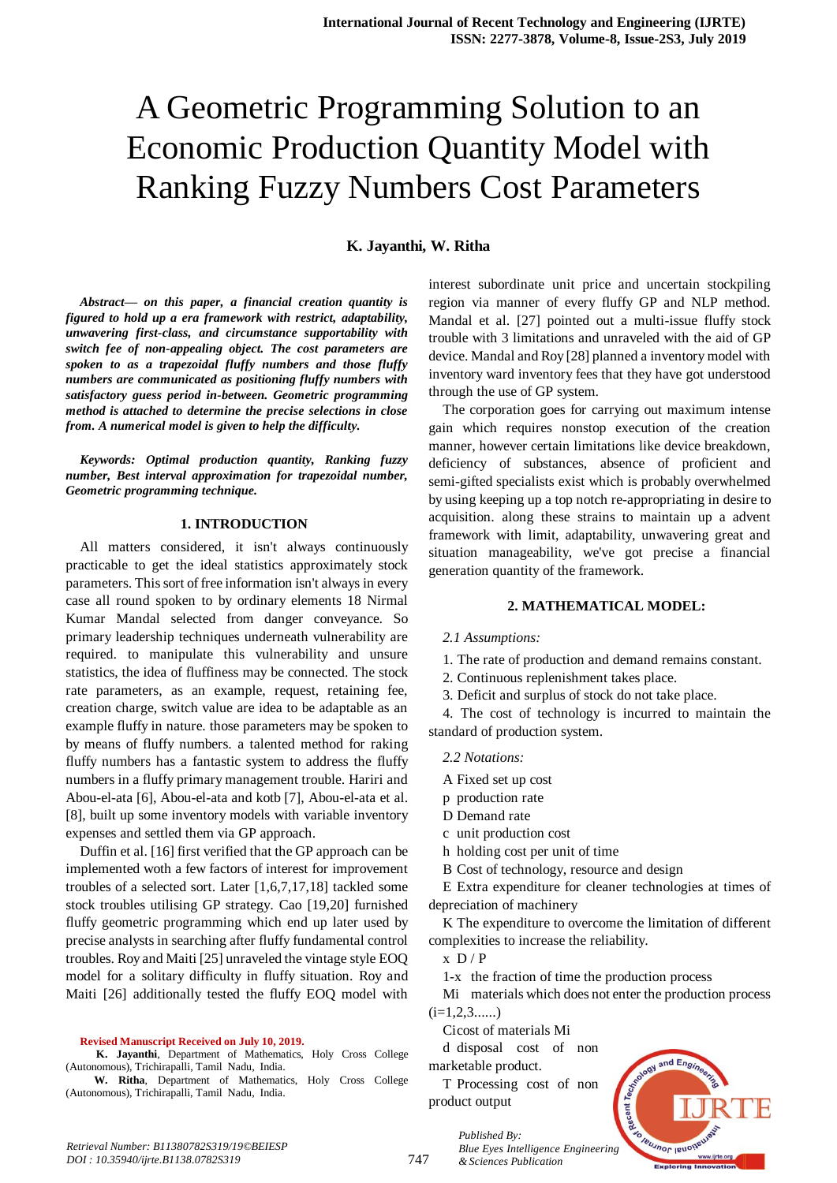# A Geometric Programming Solution to an Economic Production Quantity Model with Ranking Fuzzy Numbers Cost Parameters

**K. Jayanthi, W. Ritha**

***Abstract— on this paper, a financial creation quantity is figured to hold up a era framework with restrict, adaptability, unwavering first-class, and circumstance supportability with switch fee of non-appealing object. The cost parameters are spoken to as a trapezoidal fluffy numbers and those fluffy numbers are communicated as positioning fluffy numbers with satisfactory guess period in-between. Geometric programming method is attached to determine the precise selections in close from. A numerical model is given to help the difficulty.***

***Keywords: Optimal production quantity, Ranking fuzzy number, Best interval approximation for trapezoidal number, Geometric programming technique.***

## 1. INTRODUCTION

All matters considered, it isn't always continuously practicable to get the ideal statistics approximately stock parameters. This sort of free information isn't always in every case all round spoken to by ordinary elements 18 Nirmal Kumar Mandal selected from danger conveyance. So primary leadership techniques underneath vulnerability are required. to manipulate this vulnerability and unsure statistics, the idea of fluffiness may be connected. The stock rate parameters, as an example, request, retaining fee, creation charge, switch value are idea to be adaptable as an example fluffy in nature. those parameters may be spoken to by means of fluffy numbers. a talented method for raking fluffy numbers has a fantastic system to address the fluffy numbers in a fluffy primary management trouble. Hariri and Abou-el-ata [6], Abou-el-ata and kotb [7], Abou-el-ata et al. [8], built up some inventory models with variable inventory expenses and settled them via GP approach.

Duffin et al. [16] first verified that the GP approach can be implemented woth a few factors of interest for improvement troubles of a selected sort. Later [1,6,7,17,18] tackled some stock troubles utilising GP strategy. Cao [19,20] furnished fluffy geometric programming which end up later used by precise analysts in searching after fluffy fundamental control troubles. Roy and Maiti [25] unraveled the vintage style EOQ model for a solitary difficulty in fluffy situation. Roy and Maiti [26] additionally tested the fluffy EOQ model with interest subordinate unit price and uncertain stockpiling region via manner of every fluffy GP and NLP method. Mandal et al. [27] pointed out a multi-issue fluffy stock trouble with 3 limitations and unraveled with the aid of GP device. Mandal and Roy [28] planned a inventory model with inventory ward inventory fees that they have got understood through the use of GP system.

The corporation goes for carrying out maximum intense gain which requires nonstop execution of the creation manner, however certain limitations like device breakdown, deficiency of substances, absence of proficient and semi-gifted specialists exist which is probably overwhelmed by using keeping up a top notch re-appropriating in desire to acquisition. along these strains to maintain up a advent framework with limit, adaptability, unwavering great and situation manageability, we've got precise a financial generation quantity of the framework.

## 2. MATHEMATICAL MODEL:

*2.1 Assumptions:*

1. The rate of production and demand remains constant.
2. Continuous replenishment takes place.
3. Deficit and surplus of stock do not take place.
4. The cost of technology is incurred to maintain the standard of production system.

*2.2 Notations:*

A Fixed set up cost

p production rate

D Demand rate

c unit production cost

h holding cost per unit of time

B Cost of technology, resource and design

E Extra expenditure for cleaner technologies at times of depreciation of machinery

K The expenditure to overcome the limitation of different complexities to increase the reliability.

x D / P

1-x the fraction of time the production process

Mi materials which does not enter the production process (i=1,2,3......)

Ci cost of materials Mi

d disposal cost of non marketable product.

T Processing cost of non product output

**Revised Manuscript Received on July 10, 2019.**

**K. Jayanthi**, Department of Mathematics, Holy Cross College (Autonomous), Trichirapalli, Tamil Nadu, India.

**W. Ritha**, Department of Mathematics, Holy Cross College (Autonomous), Trichirapalli, Tamil Nadu, India.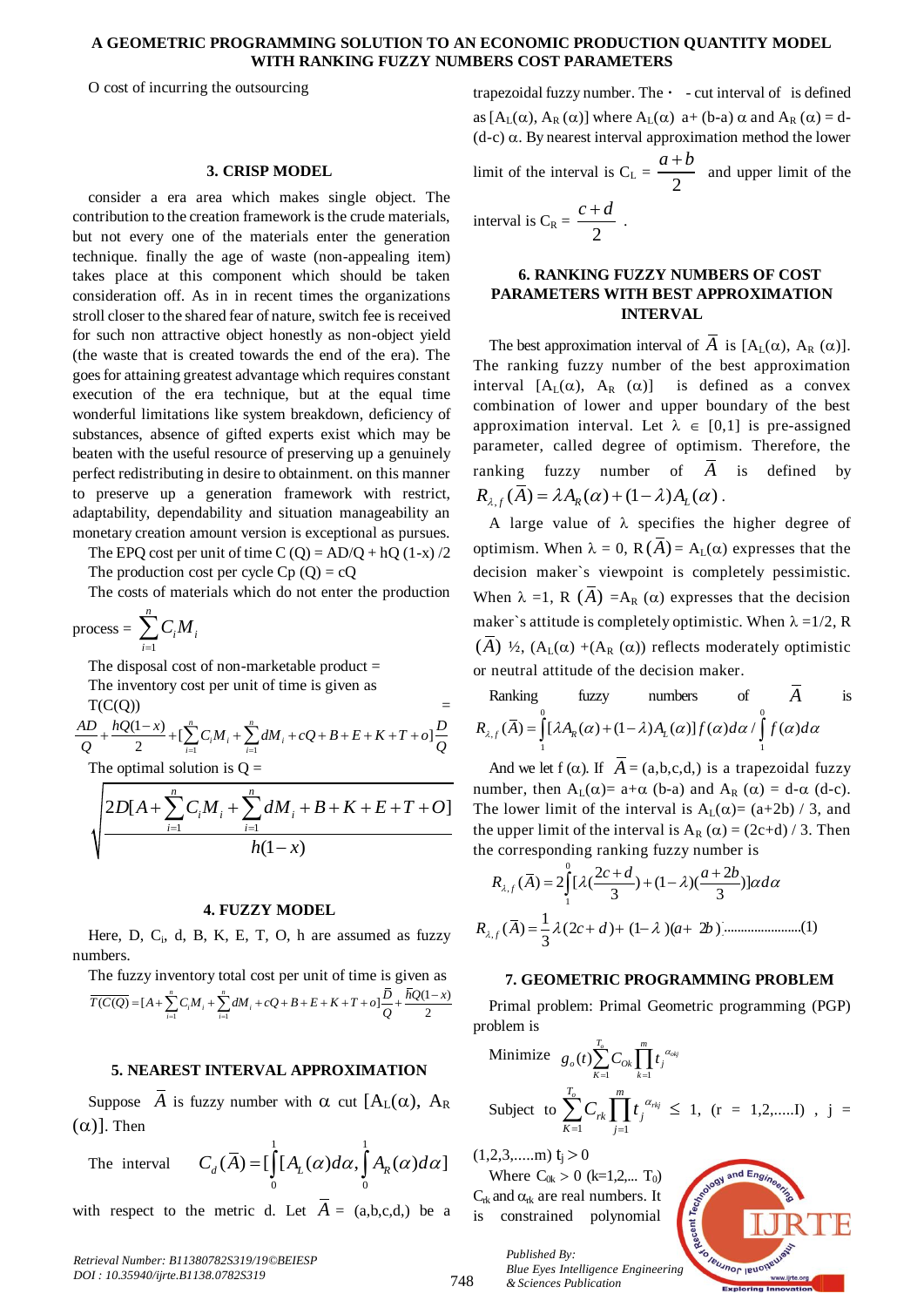O cost of incurring the outsourcing

## 3. CRISP MODEL

consider a era area which makes single object. The contribution to the creation framework is the crude materials, but not every one of the materials enter the generation technique. finally the age of waste (non-appealing item) takes place at this component which should be taken consideration off. As in in recent times the organizations stroll closer to the shared fear of nature, switch fee is received for such non attractive object honestly as non-object yield (the waste that is created towards the end of the era). The goes for attaining greatest advantage which requires constant execution of the era technique, but at the equal time wonderful limitations like system breakdown, deficiency of substances, absence of gifted experts exist which may be beaten with the useful resource of preserving up a genuinely perfect redistributing in desire to obtainment. on this manner to preserve up a generation framework with restrict, adaptability, dependability and situation manageability an monetary creation amount version is exceptional as pursues.

The EPQ cost per unit of time C (Q) = AD/Q + hQ (1-x) /2

The production cost per cycle Cp (Q) = cQ

The costs of materials which do not enter the production process = $\sum_{i=1}^{n} C_i M_i$

The disposal cost of non-marketable product =

The inventory cost per unit of time is given as

$$T(C(Q)) = \frac{AD}{Q} + \frac{hQ(1-x)}{2} + [\sum_{i=1}^{n} C_i M_i + \sum_{i=1}^{n} dM_i + cQ + B + E + K + T + o]\frac{D}{Q}$$

The optimal solution is Q =

$$\sqrt{\frac{2D[A + \sum_{i=1}^{n} C_i M_i + \sum_{i=1}^{n} dM_i + B + K + E + T + O]}{h(1-x)}}$$

## 4. FUZZY MODEL

Here, D, $C_i$, d, B, K, E, T, O, h are assumed as fuzzy numbers.

The fuzzy inventory total cost per unit of time is given as

$$\overline{T(C(Q)} = [A + \sum_{i=1}^{n} C_i M_i + \sum_{i=1}^{n} dM_i + cQ + B + E + K + T + o]\frac{\bar{D}}{Q} + \frac{\bar{h}Q(1-x)}{2}$$

## 5. NEAREST INTERVAL APPROXIMATION

Suppose $\bar{A}$ is fuzzy number with $\alpha$ cut $[A_L(\alpha), A_R(\alpha)]$. Then

The interval $C_d(\bar{A}) = [\int_0^1 [A_L(\alpha)d\alpha, \int_0^1 A_R(\alpha)d\alpha]$

with respect to the metric d. Let $\bar{A}$ = (a,b,c,d,) be a trapezoidal fuzzy number. The · - cut interval of is defined as $[A_L(\alpha), A_R(\alpha)]$ where $A_L(\alpha)$ a+ (b-a) $\alpha$ and $A_R(\alpha)$ = d-(d-c) $\alpha$. By nearest interval approximation method the lower limit of the interval is $C_L = \frac{a+b}{2}$ and upper limit of the interval is $C_R = \frac{c+d}{2}$.

## 6. RANKING FUZZY NUMBERS OF COST PARAMETERS WITH BEST APPROXIMATION INTERVAL

The best approximation interval of $\bar{A}$ is $[A_L(\alpha), A_R(\alpha)]$. The ranking fuzzy number of the best approximation interval $[A_L(\alpha), A_R(\alpha)]$ is defined as a convex combination of lower and upper boundary of the best approximation interval. Let $\lambda \in [0,1]$ is pre-assigned parameter, called degree of optimism. Therefore, the ranking fuzzy number of $\bar{A}$ is defined by $R_{\lambda,f}(\bar{A}) = \lambda A_R(\alpha) + (1-\lambda)A_L(\alpha)$.

A large value of $\lambda$ specifies the higher degree of optimism. When $\lambda$ = 0, $R(\bar{A}) = A_L(\alpha)$ expresses that the decision maker`s viewpoint is completely pessimistic. When $\lambda$ =1, $R(\bar{A}) = A_R(\alpha)$ expresses that the decision maker`s attitude is completely optimistic. When $\lambda$ =1/2, $R(\bar{A})$ ½, $(A_L(\alpha) + (A_R(\alpha))$ reflects moderately optimistic or neutral attitude of the decision maker.

Ranking fuzzy numbers of $\bar{A}$ is

$$R_{\lambda,f}(\bar{A}) = \int_1^0 [\lambda A_R(\alpha) + (1-\lambda)A_L(\alpha)] f(\alpha) d\alpha / \int_1^0 f(\alpha)d\alpha$$

And we let f ($\alpha$). If $\bar{A}$ = (a,b,c,d,) is a trapezoidal fuzzy number, then $A_L(\alpha)$= a+$\alpha$ (b-a) and $A_R(\alpha)$ = d-$\alpha$ (d-c). The lower limit of the interval is $A_L(\alpha)$= (a+2b) / 3, and the upper limit of the interval is $A_R(\alpha)$ = (2c+d) / 3. Then the corresponding ranking fuzzy number is

$$R_{\lambda,f}(\bar{A}) = 2\int_1^0 [\lambda(\frac{2c+d}{3}) + (1-\lambda)(\frac{a+2b}{3})]\alpha d\alpha$$

$$R_{\lambda,f}(\bar{A}) = \frac{1}{3}\lambda(2c+d) + (1-\lambda)(a+2b) \text{.......................(1)}$$

## 7. GEOMETRIC PROGRAMMING PROBLEM

Primal problem: Primal Geometric programming (PGP) problem is

$$\text{Minimize } g_o(t)\sum_{K=1}^{T_o} C_{Ok} \prod_{k=1}^{m} t_j^{\alpha_{okj}}$$

$$\text{Subject to } \sum_{K=1}^{T_o} C_{rk} \prod_{j=1}^{m} t_j^{\alpha_{rkj}} \leq 1, \text{ (r = 1,2,.....l) , j =}$$

(1,2,3,.....m) $t_j > 0$

Where $C_{0k} > 0$ (k=1,2,... $T_0$) $C_{rk}$ and $\alpha_{rk}$ are real numbers. It is constrained polynomial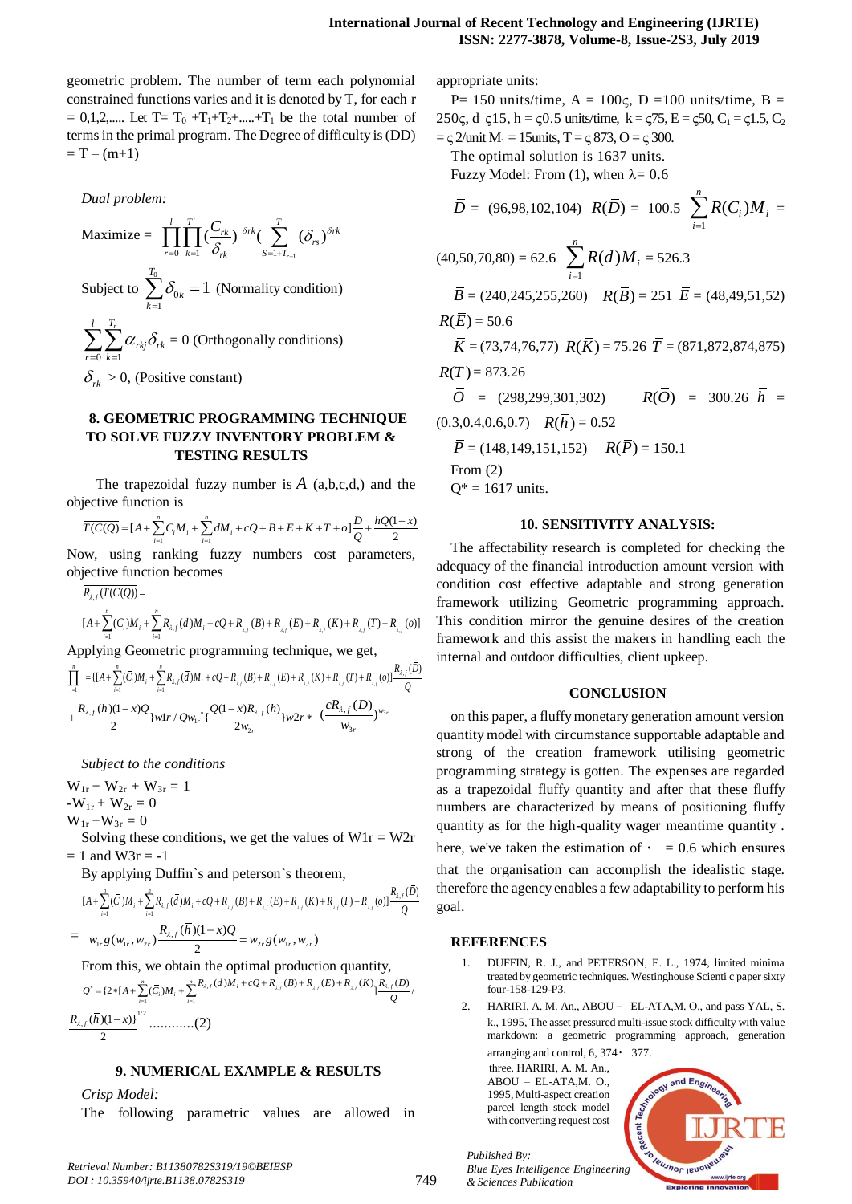geometric problem. The number of term each polynomial constrained functions varies and it is denoted by T, for each r = 0,1,2,..... Let T= $T_0$ +$T_1$+$T_2$+.....+$T_1$ be the total number of terms in the primal program. The Degree of difficulty is (DD) = T – (m+1)

*Dual problem:*

$$\text{Maximize} = \prod_{r=0}^{l}\prod_{k=1}^{T^r}\left(\frac{C_{rk}}{\delta_{rk}}\right)^{\delta rk}\left(\sum_{S=1+T_{r+1}}^{T}(\delta_{rs})\right)^{\delta rk}$$

$$\text{Subject to } \sum_{k=1}^{T_0}\delta_{0k} = 1 \text{ (Normality condition)}$$

$$\sum_{r=0}^{l}\sum_{k=1}^{T_r}\alpha_{rkj}\delta_{rk} = 0 \text{ (Orthogonally conditions)}$$

$\delta_{rk}$ > 0, (Positive constant)

## 8. GEOMETRIC PROGRAMMING TECHNIQUE TO SOLVE FUZZY INVENTORY PROBLEM & TESTING RESULTS

The trapezoidal fuzzy number is $\bar{A}$ (a,b,c,d,) and the objective function is

$$\overline{T(C(Q)} = [A + \sum_{i=1}^{n} C_i M_i + \sum_{i=1}^{n} dM_i + cQ + B + E + K + T + o]\frac{\bar{D}}{Q} + \frac{\bar{h}Q(1-x)}{2}$$

Now, using ranking fuzzy numbers cost parameters, objective function becomes

$$\overline{R_{\lambda,f}(T(C(Q))} =$$

$$[A + \sum_{i=1}^{n}(\bar{C}_i)M_i + \sum_{i=1}^{n} R_{\lambda,f}(\bar{d})M_i + cQ + R_{\lambda,f}(B) + R_{\lambda,f}(E) + R_{\lambda,f}(K) + R_{\lambda,f}(T) + R_{\lambda,f}(o)]$$

Applying Geometric programming technique, we get,

$$\prod_{i=1}^{n} = \{[A + \sum_{i=1}^{n}(\bar{C}_i)M_i + \sum_{i=1}^{n} R_{\lambda,f}(\bar{d})M_i + cQ + R_{\lambda,f}(B) + R_{\lambda,f}(E) + R_{\lambda,f}(K) + R_{\lambda,f}(T) + R_{\lambda,f}(o)]\frac{R_{\lambda,f}(\bar{D})}{Q}$$

$$+ \frac{R_{\lambda,f}(\bar{h})(1-x)Q}{2}\}w1r / Qw_{1r}{}^{*}\{\frac{Q(1-x)R_{\lambda,f}(h)}{2w_{2r}}\}w2r * \left(\frac{cR_{\lambda,f}(D)}{w_{3r}}\right)^{w_{3r}}$$

*Subject to the conditions*

$W_{1r}$ + $W_{2r}$ + $W_{3r}$ = 1

-$W_{1r}$ + $W_{2r}$ = 0

$W_{1r}$ +$W_{3r}$ = 0

Solving these conditions, we get the values of W1r = W2r = 1 and W3r = -1

By applying Duffin`s and peterson`s theorem,

$$[A + \sum_{i=1}^{n}(\bar{C}_i)M_i + \sum_{i=1}^{n} R_{\lambda,f}(\bar{d})M_i + cQ + R_{\lambda,f}(B) + R_{\lambda,f}(E) + R_{\lambda,f}(K) + R_{\lambda,f}(T) + R_{\lambda,f}(o)]\frac{R_{\lambda,f}(\bar{D})}{Q}$$

$$= w_{1r}g(w_{1r}, w_{2r})\frac{R_{\lambda,f}(\bar{h})(1-x)Q}{2} = w_{2r}g(w_{1r}, w_{2r})$$

From this, we obtain the optimal production quantity,

$$Q^* = \{2 * [A + \sum_{i=1}^{n}(\bar{C}_i)M_i + \sum_{i=1}^{n} R_{\lambda,f}(\bar{d})M_i + cQ + R_{\lambda,f}(B) + R_{\lambda,f}(E) + R_{\lambda,f}(K)]\frac{R_{\lambda,f}(\bar{D})}{Q} / \frac{R_{\lambda,f}(\bar{h})(1-x)}{2}\}^{1/2} \text{............(2)}$$

## 9. NUMERICAL EXAMPLE & RESULTS

*Crisp Model:*

The following parametric values are allowed in appropriate units:

P= 150 units/time, A = 100ς, D =100 units/time, B = 250ς, d ς15, h = ς0.5 units/time, k= ς75, E = ς50, $C_1$ = ς1.5, $C_2$ = ς 2/unit $M_1$ = 15units, T = ς 873, O = ς 300.

The optimal solution is 1637 units.

Fuzzy Model: From (1), when λ= 0.6

$\bar{D}$ = (96,98,102,104) $R(\bar{D})$ = 100.5 $\sum_{i=1}^{n} R(C_i)M_i$ = (40,50,70,80) = 62.6 $\sum_{i=1}^{n} R(d)M_i$ = 526.3

$\bar{B}$ = (240,245,255,260) $R(\bar{B})$ = 251 $\bar{E}$ = (48,49,51,52) $R(\bar{E})$ = 50.6

$\bar{K}$ = (73,74,76,77) $R(\bar{K})$ = 75.26 $\bar{T}$ = (871,872,874,875) $R(\bar{T})$ = 873.26

$\bar{O}$ = (298,299,301,302) $R(\bar{O})$ = 300.26 $\bar{h}$ = (0.3,0.4,0.6,0.7) $R(\bar{h})$ = 0.52

$\bar{P}$ = (148,149,151,152) $R(\bar{P})$ = 150.1

From (2)

Q* = 1617 units.

## 10. SENSITIVITY ANALYSIS:

The affectability research is completed for checking the adequacy of the financial introduction amount version with condition cost effective adaptable and strong generation framework utilizing Geometric programming approach. This condition mirror the genuine desires of the creation framework and this assist the makers in handling each the internal and outdoor difficulties, client upkeep.

## CONCLUSION

on this paper, a fluffy monetary generation amount version quantity model with circumstance supportable adaptable and strong of the creation framework utilising geometric programming strategy is gotten. The expenses are regarded as a trapezoidal fluffy quantity and after that these fluffy numbers are characterized by means of positioning fluffy quantity as for the high-quality wager meantime quantity . here, we've taken the estimation of ・ = 0.6 which ensures that the organisation can accomplish the idealistic stage. therefore the agency enables a few adaptability to perform his goal.

## REFERENCES

1. DUFFIN, R. J., and PETERSON, E. L., 1974, limited minima treated by geometric techniques. Westinghouse Scienti c paper sixty four-158-129-P3.
2. HARIRI, A. M. An., ABOU – EL-ATA,M. O., and pass YAL, S. k., 1995, The asset pressured multi-issue stock difficulty with value markdown: a geometric programming approach, generation arranging and control, 6, 374・ 377.
3. three. HARIRI, A. M. An., ABOU – EL-ATA,M. O., 1995, Multi-aspect creation parcel length stock model with converting request cost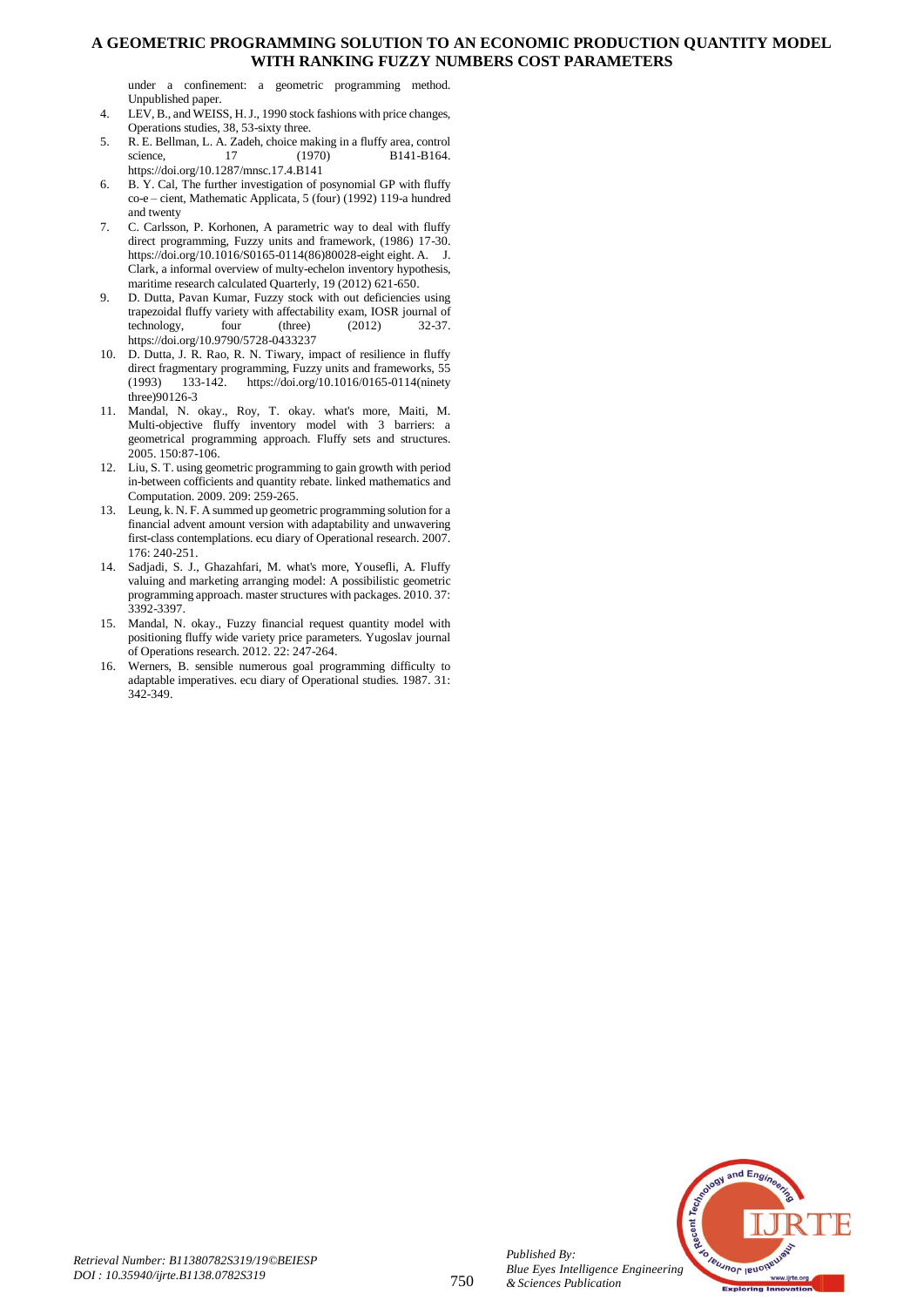under a confinement: a geometric programming method. Unpublished paper.

4. LEV, B., and WEISS, H. J., 1990 stock fashions with price changes, Operations studies, 38, 53-sixty three.
5. R. E. Bellman, L. A. Zadeh, choice making in a fluffy area, control science, 17 (1970) B141-B164. https://doi.org/10.1287/mnsc.17.4.B141
6. B. Y. Cal, The further investigation of posynomial GP with fluffy co-e – cient, Mathematic Applicata, 5 (four) (1992) 119-a hundred and twenty
7. C. Carlsson, P. Korhonen, A parametric way to deal with fluffy direct programming, Fuzzy units and framework, (1986) 17-30. https://doi.org/10.1016/S0165-0114(86)80028-eight eight. A. J. Clark, a informal overview of multy-echelon inventory hypothesis, maritime research calculated Quarterly, 19 (2012) 621-650.
9. D. Dutta, Pavan Kumar, Fuzzy stock with out deficiencies using trapezoidal fluffy variety with affectability exam, IOSR journal of technology, four (three) (2012) 32-37. https://doi.org/10.9790/5728-0433237
10. D. Dutta, J. R. Rao, R. N. Tiwary, impact of resilience in fluffy direct fragmentary programming, Fuzzy units and frameworks, 55 (1993) 133-142. https://doi.org/10.1016/0165-0114(ninety three)90126-3
11. Mandal, N. okay., Roy, T. okay. what's more, Maiti, M. Multi-objective fluffy inventory model with 3 barriers: a geometrical programming approach. Fluffy sets and structures. 2005. 150:87-106.
12. Liu, S. T. using geometric programming to gain growth with period in-between cofficients and quantity rebate. linked mathematics and Computation. 2009. 209: 259-265.
13. Leung, k. N. F. A summed up geometric programming solution for a financial advent amount version with adaptability and unwavering first-class contemplations. ecu diary of Operational research. 2007. 176: 240-251.
14. Sadjadi, S. J., Ghazahfari, M. what's more, Yousefli, A. Fluffy valuing and marketing arranging model: A possibilistic geometric programming approach. master structures with packages. 2010. 37: 3392-3397.
15. Mandal, N. okay., Fuzzy financial request quantity model with positioning fluffy wide variety price parameters. Yugoslav journal of Operations research. 2012. 22: 247-264.
16. Werners, B. sensible numerous goal programming difficulty to adaptable imperatives. ecu diary of Operational studies. 1987. 31: 342-349.